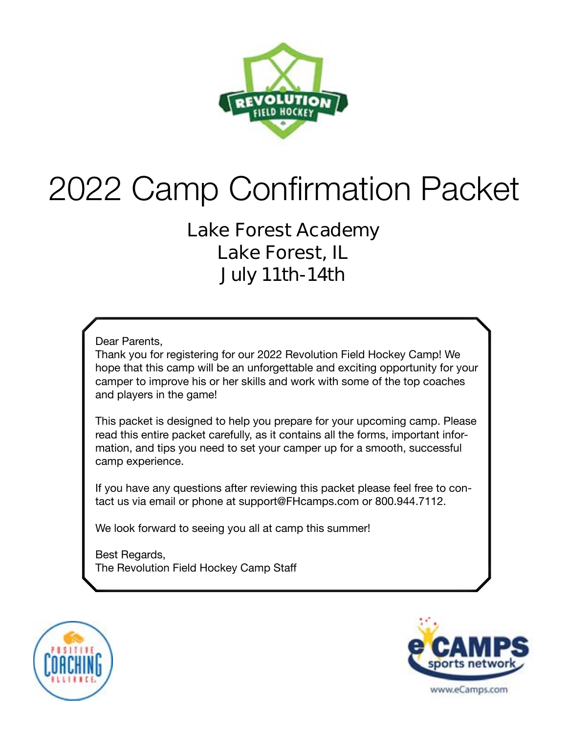# 2022 Camp Confirmation Packet

## Lake Forest Academy
## Lake Forest, IL
## July 11th-14th

Dear Parents,
Thank you for registering for our 2022 Revolution Field Hockey Camp! We hope that this camp will be an unforgettable and exciting opportunity for your camper to improve his or her skills and work with some of the top coaches and players in the game!

This packet is designed to help you prepare for your upcoming camp. Please read this entire packet carefully, as it contains all the forms, important information, and tips you need to set your camper up for a smooth, successful camp experience.

If you have any questions after reviewing this packet please feel free to contact us via email or phone at support@FHcamps.com or 800.944.7112.

We look forward to seeing you all at camp this summer!

Best Regards,
The Revolution Field Hockey Camp Staff

www.eCamps.com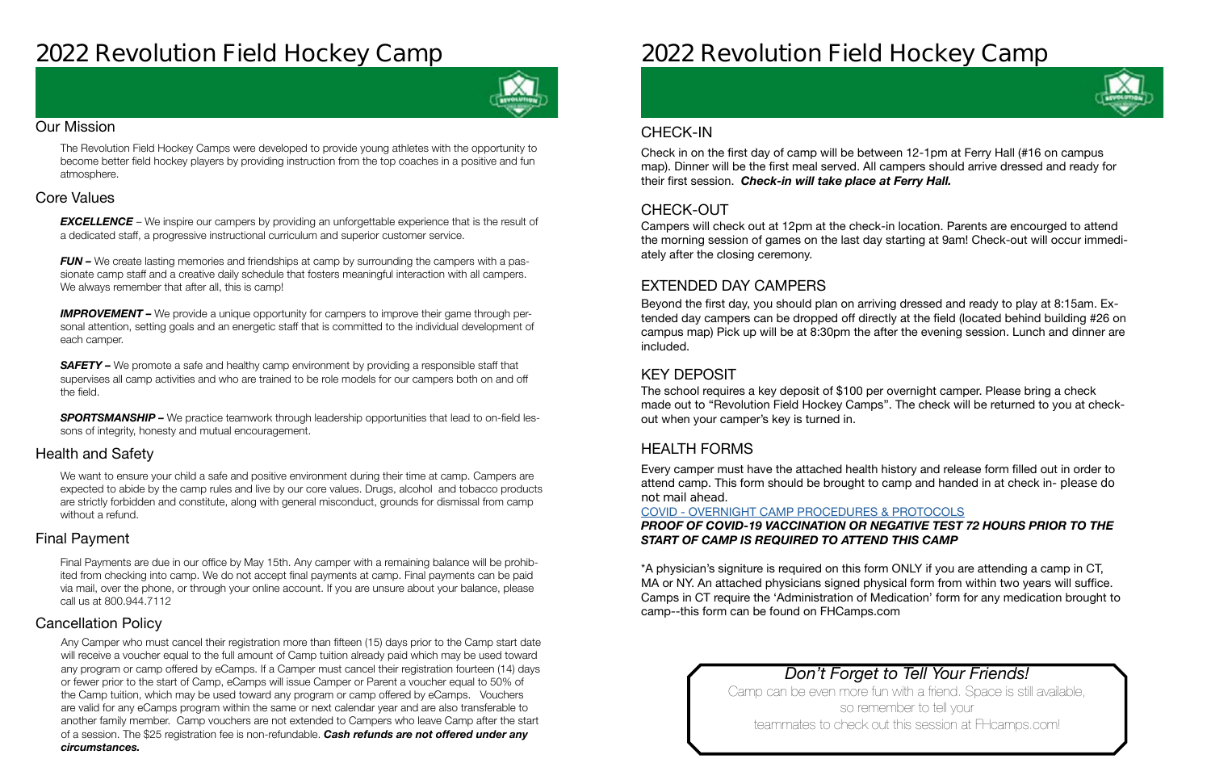# 2022 Revolution Field Hockey Camp

## Our Mission

The Revolution Field Hockey Camps were developed to provide young athletes with the opportunity to become better field hockey players by providing instruction from the top coaches in a positive and fun atmosphere.

## Core Values

***EXCELLENCE*** – We inspire our campers by providing an unforgettable experience that is the result of a dedicated staff, a progressive instructional curriculum and superior customer service.

***FUN –*** We create lasting memories and friendships at camp by surrounding the campers with a passionate camp staff and a creative daily schedule that fosters meaningful interaction with all campers. We always remember that after all, this is camp!

***IMPROVEMENT –*** We provide a unique opportunity for campers to improve their game through personal attention, setting goals and an energetic staff that is committed to the individual development of each camper.

***SAFETY –*** We promote a safe and healthy camp environment by providing a responsible staff that supervises all camp activities and who are trained to be role models for our campers both on and off the field.

***SPORTSMANSHIP –*** We practice teamwork through leadership opportunities that lead to on-field lessons of integrity, honesty and mutual encouragement.

## Health and Safety

We want to ensure your child a safe and positive environment during their time at camp. Campers are expected to abide by the camp rules and live by our core values. Drugs, alcohol and tobacco products are strictly forbidden and constitute, along with general misconduct, grounds for dismissal from camp without a refund.

## Final Payment

Final Payments are due in our office by May 15th. Any camper with a remaining balance will be prohibited from checking into camp. We do not accept final payments at camp. Final payments can be paid via mail, over the phone, or through your online account. If you are unsure about your balance, please call us at 800.944.7112

## Cancellation Policy

Any Camper who must cancel their registration more than fifteen (15) days prior to the Camp start date will receive a voucher equal to the full amount of Camp tuition already paid which may be used toward any program or camp offered by eCamps. If a Camper must cancel their registration fourteen (14) days or fewer prior to the start of Camp, eCamps will issue Camper or Parent a voucher equal to 50% of the Camp tuition, which may be used toward any program or camp offered by eCamps. Vouchers are valid for any eCamps program within the same or next calendar year and are also transferable to another family member. Camp vouchers are not extended to Campers who leave Camp after the start of a session. The $25 registration fee is non-refundable. ***Cash refunds are not offered under any circumstances.***

# 2022 Revolution Field Hockey Camp

## CHECK-IN

Check in on the first day of camp will be between 12-1pm at Ferry Hall (#16 on campus map). Dinner will be the first meal served. All campers should arrive dressed and ready for their first session. ***Check-in will take place at Ferry Hall.***

## CHECK-OUT

Campers will check out at 12pm at the check-in location. Parents are encourged to attend the morning session of games on the last day starting at 9am! Check-out will occur immediately after the closing ceremony.

## EXTENDED DAY CAMPERS

Beyond the first day, you should plan on arriving dressed and ready to play at 8:15am. Extended day campers can be dropped off directly at the field (located behind building #26 on campus map) Pick up will be at 8:30pm the after the evening session. Lunch and dinner are included.

## KEY DEPOSIT

The school requires a key deposit of $100 per overnight camper. Please bring a check made out to "Revolution Field Hockey Camps". The check will be returned to you at check-out when your camper's key is turned in.

## HEALTH FORMS

Every camper must have the attached health history and release form filled out in order to attend camp. This form should be brought to camp and handed in at check in- please do not mail ahead.

COVID - OVERNIGHT CAMP PROCEDURES & PROTOCOLS

***PROOF OF COVID-19 VACCINATION OR NEGATIVE TEST 72 HOURS PRIOR TO THE START OF CAMP IS REQUIRED TO ATTEND THIS CAMP***

*A physician's signiture is required on this form ONLY if you are attending a camp in CT, MA or NY. An attached physicians signed physical form from within two years will suffice. Camps in CT require the 'Administration of Medication' form for any medication brought to camp--this form can be found on FHCamps.com

### *Don't Forget to Tell Your Friends!*

Camp can be even more fun with a friend. Space is still available, so remember to tell your teammates to check out this session at FHcamps.com!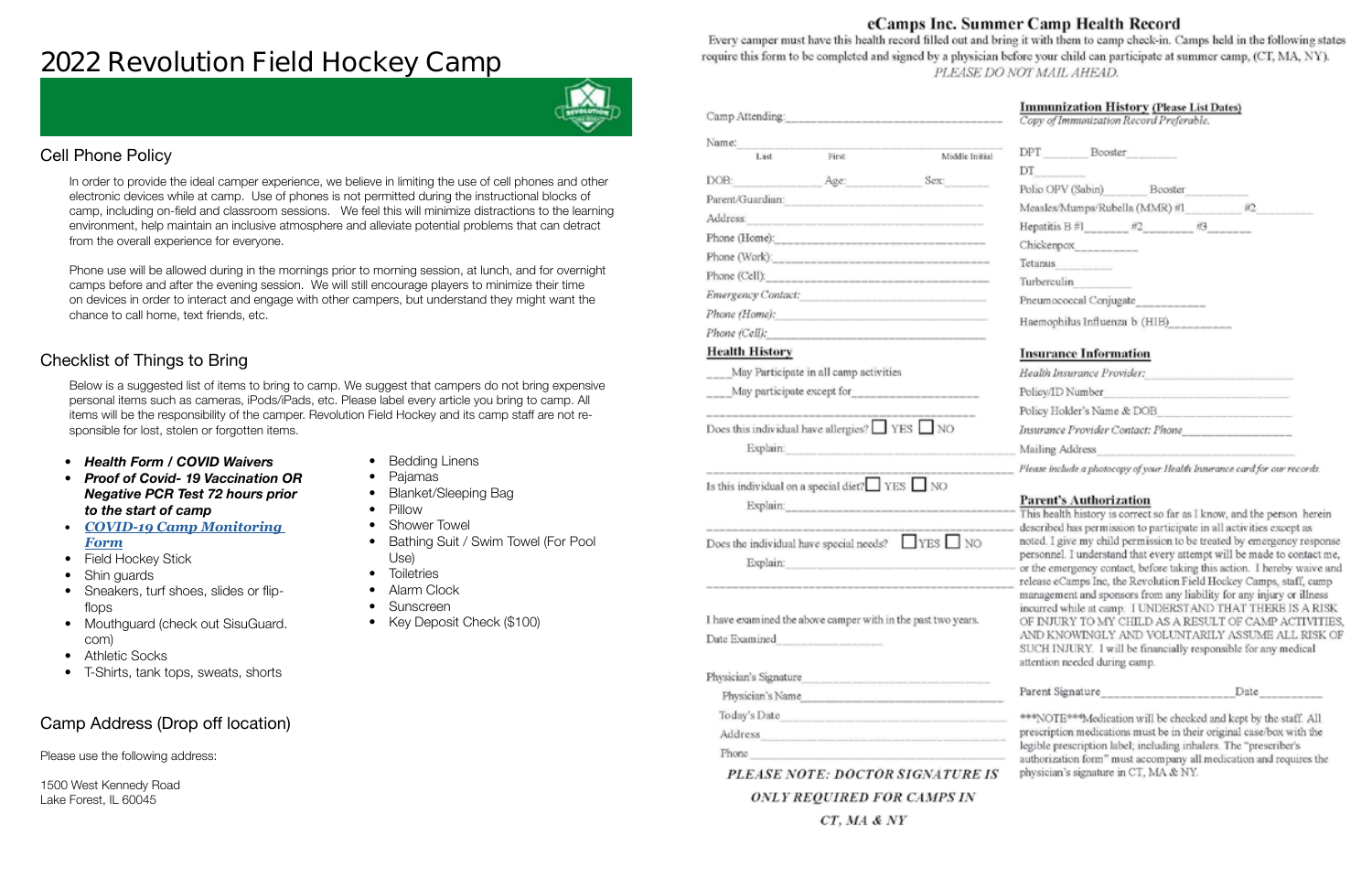# 2022 Revolution Field Hockey Camp

## Cell Phone Policy

In order to provide the ideal camper experience, we believe in limiting the use of cell phones and other electronic devices while at camp. Use of phones is not permitted during the instructional blocks of camp, including on-field and classroom sessions. We feel this will minimize distractions to the learning environment, help maintain an inclusive atmosphere and alleviate potential problems that can detract from the overall experience for everyone.

Phone use will be allowed during in the mornings prior to morning session, at lunch, and for overnight camps before and after the evening session. We will still encourage players to minimize their time on devices in order to interact and engage with other campers, but understand they might want the chance to call home, text friends, etc.

## Checklist of Things to Bring

Below is a suggested list of items to bring to camp. We suggest that campers do not bring expensive personal items such as cameras, iPods/iPads, etc. Please label every article you bring to camp. All items will be the responsibility of the camper. Revolution Field Hockey and its camp staff are not responsible for lost, stolen or forgotten items.

- ***Health Form / COVID Waivers***
- ***Proof of Covid- 19 Vaccination OR Negative PCR Test 72 hours prior to the start of camp***
- ***COVID-19 Camp Monitoring Form***
- Field Hockey Stick
- Shin guards
- Sneakers, turf shoes, slides or flip-flops
- Mouthguard (check out SisuGuard.com)
- Athletic Socks
- T-Shirts, tank tops, sweats, shorts
- Bedding Linens
- Pajamas
- Blanket/Sleeping Bag
- Pillow
- Shower Towel
- Bathing Suit / Swim Towel (For Pool Use)
- Toiletries
- Alarm Clock
- Sunscreen
- Key Deposit Check ($100)

## Camp Address (Drop off location)

Please use the following address:

1500 West Kennedy Road
Lake Forest, IL 60045

# eCamps Inc. Summer Camp Health Record

Every camper must have this health record filled out and bring it with them to camp check-in. Camps held in the following states require this form to be completed and signed by a physician before your child can participate at summer camp, (CT, MA, NY).

*PLEASE DO NOT MAIL AHEAD.*

Camp Attending:\_\_\_\_\_\_\_\_\_\_\_\_\_\_\_\_\_\_\_\_\_\_\_\_\_\_\_\_\_\_

Name:\_\_\_\_\_\_\_\_\_\_\_\_\_\_\_\_\_\_\_\_\_\_\_\_\_\_\_\_\_\_
Last First Middle Initial

DOB:\_\_\_\_\_\_\_\_ Age:\_\_\_\_\_\_\_\_ Sex:\_\_\_\_\_\_\_\_

Parent/Guardian:\_\_\_\_\_\_\_\_\_\_\_\_\_\_\_\_\_\_\_\_

Address:\_\_\_\_\_\_\_\_\_\_\_\_\_\_\_\_\_\_\_\_

Phone (Home):\_\_\_\_\_\_\_\_\_\_\_\_\_\_\_\_\_\_\_\_

Phone (Work):\_\_\_\_\_\_\_\_\_\_\_\_\_\_\_\_\_\_\_\_

Phone (Cell):\_\_\_\_\_\_\_\_\_\_\_\_\_\_\_\_\_\_\_\_

*Emergency Contact:*\_\_\_\_\_\_\_\_\_\_\_\_\_\_\_\_\_\_\_\_

*Phone (Home):*\_\_\_\_\_\_\_\_\_\_\_\_\_\_\_\_\_\_\_\_

*Phone (Cell):*\_\_\_\_\_\_\_\_\_\_\_\_\_\_\_\_\_\_\_\_

## Health History

\_\_\_\_May Participate in all camp activities

\_\_\_\_May participate except for\_\_\_\_\_\_\_\_\_\_\_\_\_\_\_\_\_\_\_\_

Does this individual have allergies? ☐ YES ☐ NO

Explain:\_\_\_\_\_\_\_\_\_\_\_\_\_\_\_\_\_\_\_\_

Is this individual on a special diet? ☐ YES ☐ NO

Explain:\_\_\_\_\_\_\_\_\_\_\_\_\_\_\_\_\_\_\_\_

Does the individual have special needs? ☐ YES ☐ NO

Explain:\_\_\_\_\_\_\_\_\_\_\_\_\_\_\_\_\_\_\_\_

I have examined the above camper with in the past two years.

Date Examined\_\_\_\_\_\_\_\_\_\_\_\_\_\_\_\_\_\_\_\_

Physician's Signature\_\_\_\_\_\_\_\_\_\_\_\_\_\_\_\_\_\_\_\_

Physician's Name\_\_\_\_\_\_\_\_\_\_\_\_\_\_\_\_\_\_\_\_

Today's Date\_\_\_\_\_\_\_\_\_\_\_\_\_\_\_\_\_\_\_\_

Address\_\_\_\_\_\_\_\_\_\_\_\_\_\_\_\_\_\_\_\_

Phone\_\_\_\_\_\_\_\_\_\_\_\_\_\_\_\_\_\_\_\_

***PLEASE NOTE: DOCTOR SIGNATURE IS ONLY REQUIRED FOR CAMPS IN CT, MA & NY***

## Immunization History (Please List Dates)

*Copy of Immunization Record Preferable.*

DPT\_\_\_\_\_\_\_\_ Booster\_\_\_\_\_\_\_\_

DT\_\_\_\_\_\_\_\_

Polio OPV (Sabin)\_\_\_\_\_\_\_\_ Booster\_\_\_\_\_\_\_\_

Measles/Mumps/Rubella (MMR) #1\_\_\_\_\_\_\_\_ #2\_\_\_\_\_\_\_\_

Hepatitis B #1\_\_\_\_\_\_\_\_ #2\_\_\_\_\_\_\_\_ #3\_\_\_\_\_\_\_\_

Chickenpox\_\_\_\_\_\_\_\_

Tetanus\_\_\_\_\_\_\_\_

Turberculin\_\_\_\_\_\_\_\_

Pneumococcal Conjugate\_\_\_\_\_\_\_\_

Haemophilus Influenza b (HIB)\_\_\_\_\_\_\_\_

## Insurance Information

*Health Insurance Provider:*\_\_\_\_\_\_\_\_\_\_\_\_\_\_\_\_\_\_\_\_

Policy/ID Number\_\_\_\_\_\_\_\_\_\_\_\_\_\_\_\_\_\_\_\_

Policy Holder's Name & DOB\_\_\_\_\_\_\_\_\_\_\_\_\_\_\_\_\_\_\_\_

*Insurance Provider Contact: Phone*\_\_\_\_\_\_\_\_\_\_\_\_\_\_\_\_\_\_\_\_

Mailing Address\_\_\_\_\_\_\_\_\_\_\_\_\_\_\_\_\_\_\_\_

*Please include a photocopy of your Health Insurance card for our records.*

## Parent's Authorization

This health history is correct so far as I know, and the person herein described has permission to participate in all activities except as noted. I give my child permission to be treated by emergency response personnel. I understand that every attempt will be made to contact me, or the emergency contact, before taking this action. I hereby waive and release eCamps Inc, the Revolution Field Hockey Camps, staff, camp management and sponsors from any liability for any injury or illness incurred while at camp. I UNDERSTAND THAT THERE IS A RISK OF INJURY TO MY CHILD AS A RESULT OF CAMP ACTIVITIES, AND KNOWINGLY AND VOLUNTARILY ASSUME ALL RISK OF SUCH INJURY. I will be financially responsible for any medical attention needed during camp.

Parent Signature\_\_\_\_\_\_\_\_\_\_\_\_\_\_\_\_\_\_\_\_ Date\_\_\_\_\_\_\_\_

\*\*\*NOTE\*\*\*Medication will be checked and kept by the staff. All prescription medications must be in their original case/box with the legible prescription label; including inhalers. The "prescriber's authorization form" must accompany all medication and requires the physician's signature in CT, MA & NY.